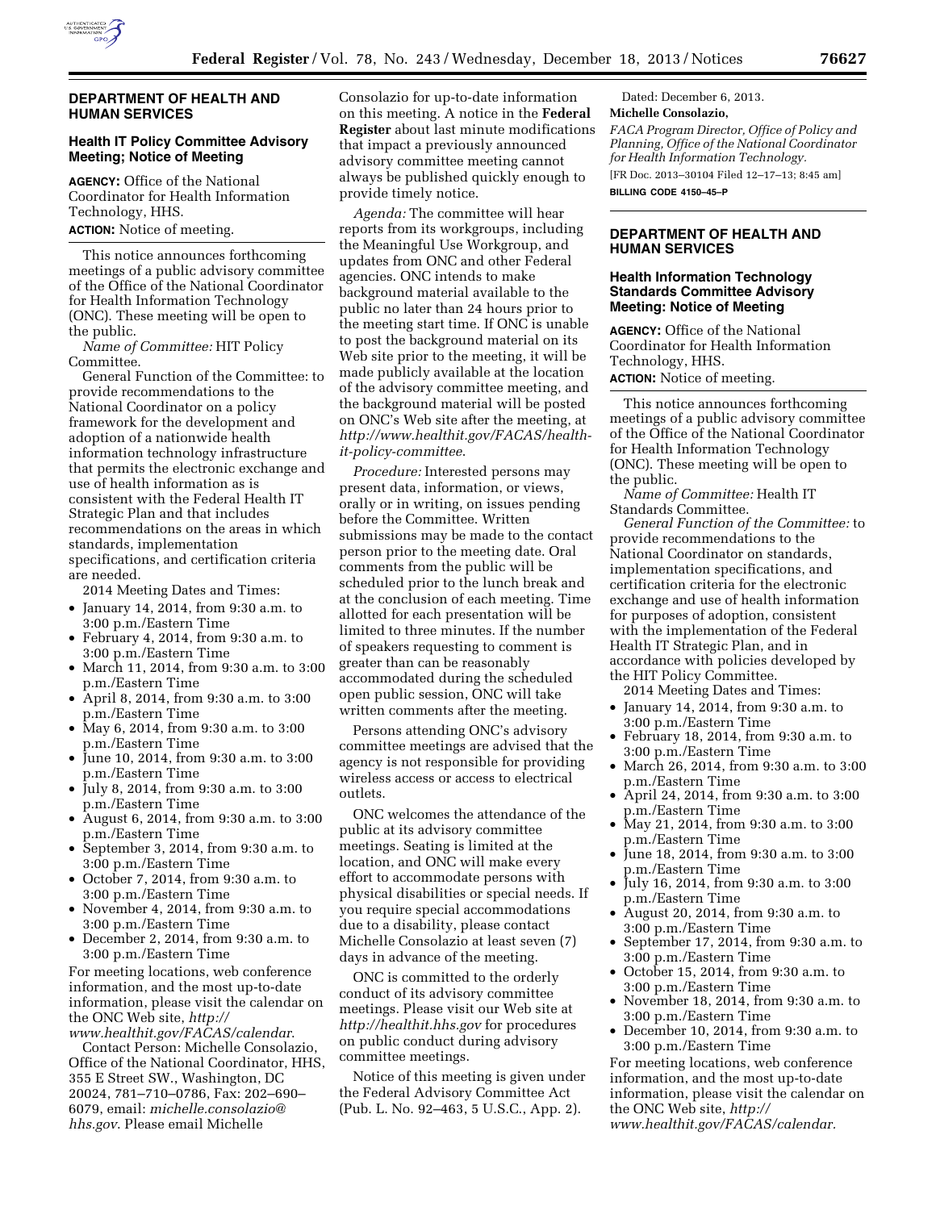## DEPARTMENT OF HEALTH AND HUMAN SERVICES

### Health IT Policy Committee Advisory Meeting; Notice of Meeting

**AGENCY:** Office of the National Coordinator for Health Information Technology, HHS.

**ACTION:** Notice of meeting.

This notice announces forthcoming meetings of a public advisory committee of the Office of the National Coordinator for Health Information Technology (ONC). These meeting will be open to the public.

*Name of Committee:* HIT Policy Committee.

General Function of the Committee: to provide recommendations to the National Coordinator on a policy framework for the development and adoption of a nationwide health information technology infrastructure that permits the electronic exchange and use of health information as is consistent with the Federal Health IT Strategic Plan and that includes recommendations on the areas in which standards, implementation specifications, and certification criteria are needed.

2014 Meeting Dates and Times:

- January 14, 2014, from 9:30 a.m. to 3:00 p.m./Eastern Time
- February 4, 2014, from 9:30 a.m. to 3:00 p.m./Eastern Time
- March 11, 2014, from 9:30 a.m. to 3:00 p.m./Eastern Time
- April 8, 2014, from 9:30 a.m. to 3:00 p.m./Eastern Time
- May 6, 2014, from 9:30 a.m. to 3:00 p.m./Eastern Time
- June 10, 2014, from 9:30 a.m. to 3:00 p.m./Eastern Time
- July 8, 2014, from 9:30 a.m. to 3:00 p.m./Eastern Time
- August 6, 2014, from 9:30 a.m. to 3:00 p.m./Eastern Time
- September 3, 2014, from 9:30 a.m. to 3:00 p.m./Eastern Time
- October 7, 2014, from 9:30 a.m. to 3:00 p.m./Eastern Time
- November 4, 2014, from 9:30 a.m. to 3:00 p.m./Eastern Time
- December 2, 2014, from 9:30 a.m. to 3:00 p.m./Eastern Time

For meeting locations, web conference information, and the most up-to-date information, please visit the calendar on the ONC Web site, *http://www.healthit.gov/FACAS/calendar*.

Contact Person: Michelle Consolazio, Office of the National Coordinator, HHS, 355 E Street SW., Washington, DC 20024, 781–710–0786, Fax: 202–690–6079, email: *michelle.consolazio@hhs.gov*. Please email Michelle Consolazio for up-to-date information on this meeting. A notice in the **Federal Register** about last minute modifications that impact a previously announced advisory committee meeting cannot always be published quickly enough to provide timely notice.

*Agenda:* The committee will hear reports from its workgroups, including the Meaningful Use Workgroup, and updates from ONC and other Federal agencies. ONC intends to make background material available to the public no later than 24 hours prior to the meeting start time. If ONC is unable to post the background material on its Web site prior to the meeting, it will be made publicly available at the location of the advisory committee meeting, and the background material will be posted on ONC's Web site after the meeting, at *http://www.healthit.gov/FACAS/health-it-policy-committee*.

*Procedure:* Interested persons may present data, information, or views, orally or in writing, on issues pending before the Committee. Written submissions may be made to the contact person prior to the meeting date. Oral comments from the public will be scheduled prior to the lunch break and at the conclusion of each meeting. Time allotted for each presentation will be limited to three minutes. If the number of speakers requesting to comment is greater than can be reasonably accommodated during the scheduled open public session, ONC will take written comments after the meeting.

Persons attending ONC's advisory committee meetings are advised that the agency is not responsible for providing wireless access or access to electrical outlets.

ONC welcomes the attendance of the public at its advisory committee meetings. Seating is limited at the location, and ONC will make every effort to accommodate persons with physical disabilities or special needs. If you require special accommodations due to a disability, please contact Michelle Consolazio at least seven (7) days in advance of the meeting.

ONC is committed to the orderly conduct of its advisory committee meetings. Please visit our Web site at *http://healthit.hhs.gov* for procedures on public conduct during advisory committee meetings.

Notice of this meeting is given under the Federal Advisory Committee Act (Pub. L. No. 92–463, 5 U.S.C., App. 2).

Dated: December 6, 2013.

**Michelle Consolazio,**

*FACA Program Director, Office of Policy and Planning, Office of the National Coordinator for Health Information Technology.*

[FR Doc. 2013–30104 Filed 12–17–13; 8:45 am]

**BILLING CODE 4150–45–P**

## DEPARTMENT OF HEALTH AND HUMAN SERVICES

### Health Information Technology Standards Committee Advisory Meeting: Notice of Meeting

**AGENCY:** Office of the National Coordinator for Health Information Technology, HHS.

**ACTION:** Notice of meeting.

This notice announces forthcoming meetings of a public advisory committee of the Office of the National Coordinator for Health Information Technology (ONC). These meeting will be open to the public.

*Name of Committee:* Health IT Standards Committee.

*General Function of the Committee:* to provide recommendations to the National Coordinator on standards, implementation specifications, and certification criteria for the electronic exchange and use of health information for purposes of adoption, consistent with the implementation of the Federal Health IT Strategic Plan, and in accordance with policies developed by the HIT Policy Committee.

2014 Meeting Dates and Times:

- January 14, 2014, from 9:30 a.m. to 3:00 p.m./Eastern Time
- February 18, 2014, from 9:30 a.m. to 3:00 p.m./Eastern Time
- March 26, 2014, from 9:30 a.m. to 3:00 p.m./Eastern Time
- April 24, 2014, from 9:30 a.m. to 3:00 p.m./Eastern Time
- May 21, 2014, from 9:30 a.m. to 3:00 p.m./Eastern Time
- June 18, 2014, from 9:30 a.m. to 3:00 p.m./Eastern Time
- July 16, 2014, from 9:30 a.m. to 3:00 p.m./Eastern Time
- August 20, 2014, from 9:30 a.m. to 3:00 p.m./Eastern Time
- September 17, 2014, from 9:30 a.m. to 3:00 p.m./Eastern Time
- October 15, 2014, from 9:30 a.m. to 3:00 p.m./Eastern Time
- November 18, 2014, from 9:30 a.m. to 3:00 p.m./Eastern Time
- December 10, 2014, from 9:30 a.m. to 3:00 p.m./Eastern Time

For meeting locations, web conference information, and the most up-to-date information, please visit the calendar on the ONC Web site, *http://www.healthit.gov/FACAS/calendar.*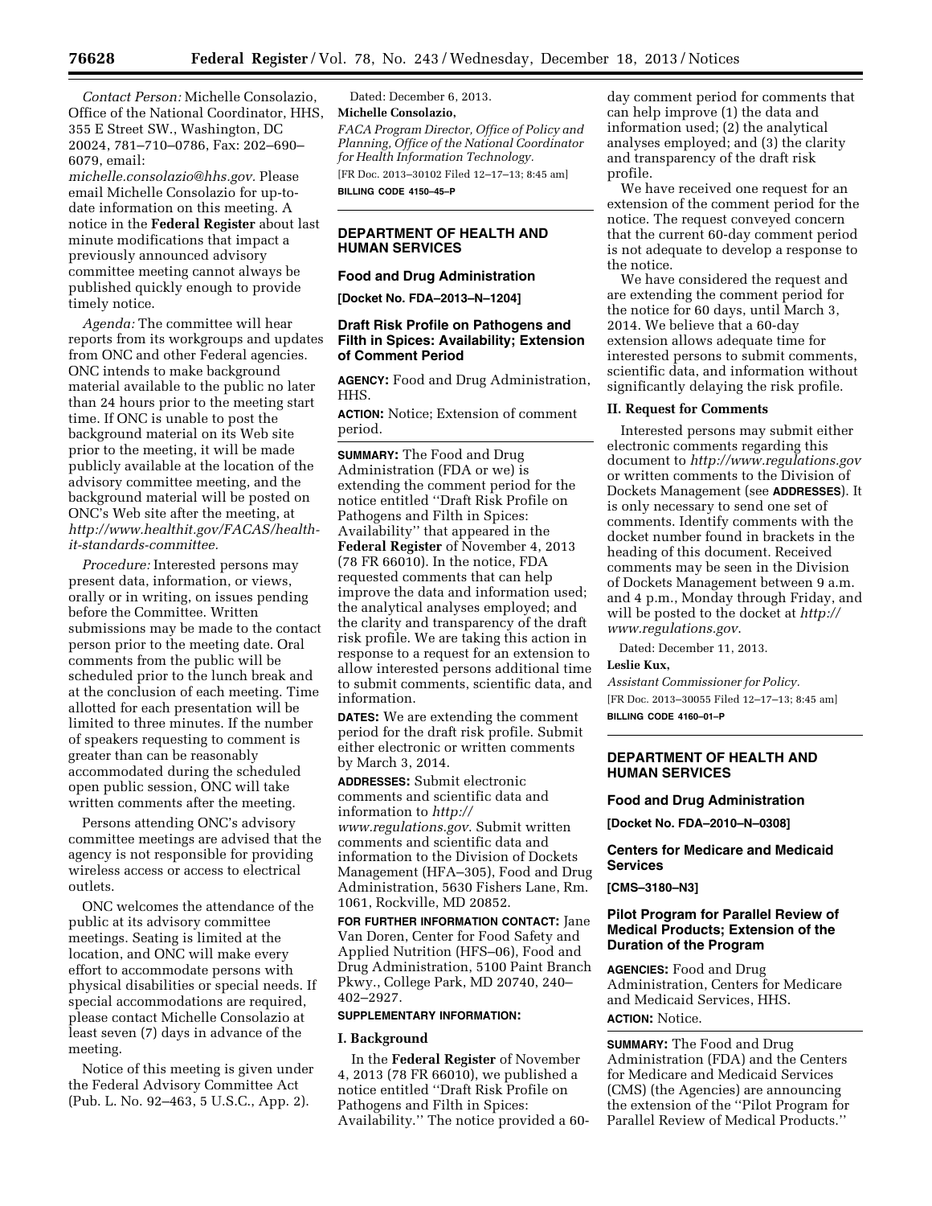*Contact Person:* Michelle Consolazio, Office of the National Coordinator, HHS, 355 E Street SW., Washington, DC 20024, 781–710–0786, Fax: 202–690–6079, email: *michelle.consolazio@hhs.gov.* Please email Michelle Consolazio for up-to-date information on this meeting. A notice in the **Federal Register** about last minute modifications that impact a previously announced advisory committee meeting cannot always be published quickly enough to provide timely notice.

*Agenda:* The committee will hear reports from its workgroups and updates from ONC and other Federal agencies. ONC intends to make background material available to the public no later than 24 hours prior to the meeting start time. If ONC is unable to post the background material on its Web site prior to the meeting, it will be made publicly available at the location of the advisory committee meeting, and the background material will be posted on ONC's Web site after the meeting, at *http://www.healthit.gov/FACAS/health-it-standards-committee.*

*Procedure:* Interested persons may present data, information, or views, orally or in writing, on issues pending before the Committee. Written submissions may be made to the contact person prior to the meeting date. Oral comments from the public will be scheduled prior to the lunch break and at the conclusion of each meeting. Time allotted for each presentation will be limited to three minutes. If the number of speakers requesting to comment is greater than can be reasonably accommodated during the scheduled open public session, ONC will take written comments after the meeting.

Persons attending ONC's advisory committee meetings are advised that the agency is not responsible for providing wireless access or access to electrical outlets.

ONC welcomes the attendance of the public at its advisory committee meetings. Seating is limited at the location, and ONC will make every effort to accommodate persons with physical disabilities or special needs. If special accommodations are required, please contact Michelle Consolazio at least seven (7) days in advance of the meeting.

Notice of this meeting is given under the Federal Advisory Committee Act (Pub. L. No. 92–463, 5 U.S.C., App. 2).

Dated: December 6, 2013.

**Michelle Consolazio,**

*FACA Program Director, Office of Policy and Planning, Office of the National Coordinator for Health Information Technology.*

[FR Doc. 2013–30102 Filed 12–17–13; 8:45 am]

**BILLING CODE 4150–45–P**

---

## DEPARTMENT OF HEALTH AND HUMAN SERVICES

### Food and Drug Administration

**[Docket No. FDA–2013–N–1204]**

### Draft Risk Profile on Pathogens and Filth in Spices: Availability; Extension of Comment Period

**AGENCY:** Food and Drug Administration, HHS.

**ACTION:** Notice; Extension of comment period.

**SUMMARY:** The Food and Drug Administration (FDA or we) is extending the comment period for the notice entitled ''Draft Risk Profile on Pathogens and Filth in Spices: Availability'' that appeared in the **Federal Register** of November 4, 2013 (78 FR 66010). In the notice, FDA requested comments that can help improve the data and information used; the analytical analyses employed; and the clarity and transparency of the draft risk profile. We are taking this action in response to a request for an extension to allow interested persons additional time to submit comments, scientific data, and information.

**DATES:** We are extending the comment period for the draft risk profile. Submit either electronic or written comments by March 3, 2014.

**ADDRESSES:** Submit electronic comments and scientific data and information to *http://www.regulations.gov*. Submit written comments and scientific data and information to the Division of Dockets Management (HFA–305), Food and Drug Administration, 5630 Fishers Lane, Rm. 1061, Rockville, MD 20852.

**FOR FURTHER INFORMATION CONTACT:** Jane Van Doren, Center for Food Safety and Applied Nutrition (HFS–06), Food and Drug Administration, 5100 Paint Branch Pkwy., College Park, MD 20740, 240–402–2927.

**SUPPLEMENTARY INFORMATION:**

#### I. Background

In the **Federal Register** of November 4, 2013 (78 FR 66010), we published a notice entitled ''Draft Risk Profile on Pathogens and Filth in Spices: Availability.'' The notice provided a 60-day comment period for comments that can help improve (1) the data and information used; (2) the analytical analyses employed; and (3) the clarity and transparency of the draft risk profile.

We have received one request for an extension of the comment period for the notice. The request conveyed concern that the current 60-day comment period is not adequate to develop a response to the notice.

We have considered the request and are extending the comment period for the notice for 60 days, until March 3, 2014. We believe that a 60-day extension allows adequate time for interested persons to submit comments, scientific data, and information without significantly delaying the risk profile.

#### II. Request for Comments

Interested persons may submit either electronic comments regarding this document to *http://www.regulations.gov* or written comments to the Division of Dockets Management (see **ADDRESSES**). It is only necessary to send one set of comments. Identify comments with the docket number found in brackets in the heading of this document. Received comments may be seen in the Division of Dockets Management between 9 a.m. and 4 p.m., Monday through Friday, and will be posted to the docket at *http://www.regulations.gov*.

Dated: December 11, 2013.

**Leslie Kux,**

*Assistant Commissioner for Policy.*

[FR Doc. 2013–30055 Filed 12–17–13; 8:45 am]

**BILLING CODE 4160–01–P**

---

## DEPARTMENT OF HEALTH AND HUMAN SERVICES

### Food and Drug Administration

**[Docket No. FDA–2010–N–0308]**

### Centers for Medicare and Medicaid Services

**[CMS–3180–N3]**

### Pilot Program for Parallel Review of Medical Products; Extension of the Duration of the Program

**AGENCIES:** Food and Drug Administration, Centers for Medicare and Medicaid Services, HHS.

**ACTION:** Notice.

**SUMMARY:** The Food and Drug Administration (FDA) and the Centers for Medicare and Medicaid Services (CMS) (the Agencies) are announcing the extension of the ''Pilot Program for Parallel Review of Medical Products.''